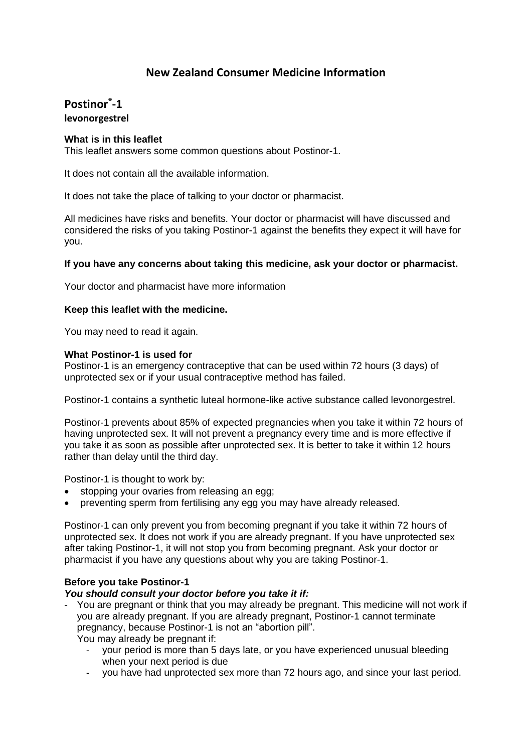# New Zealand Consumer Medicine Information

## Postinor®-1

**levonorgestrel**

### What is in this leaflet

This leaflet answers some common questions about Postinor-1.

It does not contain all the available information.

It does not take the place of talking to your doctor or pharmacist.

All medicines have risks and benefits. Your doctor or pharmacist will have discussed and considered the risks of you taking Postinor-1 against the benefits they expect it will have for you.

**If you have any concerns about taking this medicine, ask your doctor or pharmacist.**

Your doctor and pharmacist have more information

**Keep this leaflet with the medicine.**

You may need to read it again.

### What Postinor-1 is used for

Postinor-1 is an emergency contraceptive that can be used within 72 hours (3 days) of unprotected sex or if your usual contraceptive method has failed.

Postinor-1 contains a synthetic luteal hormone-like active substance called levonorgestrel.

Postinor-1 prevents about 85% of expected pregnancies when you take it within 72 hours of having unprotected sex. It will not prevent a pregnancy every time and is more effective if you take it as soon as possible after unprotected sex. It is better to take it within 12 hours rather than delay until the third day.

Postinor-1 is thought to work by:

- stopping your ovaries from releasing an egg;
- preventing sperm from fertilising any egg you may have already released.

Postinor-1 can only prevent you from becoming pregnant if you take it within 72 hours of unprotected sex. It does not work if you are already pregnant. If you have unprotected sex after taking Postinor-1, it will not stop you from becoming pregnant. Ask your doctor or pharmacist if you have any questions about why you are taking Postinor-1.

### Before you take Postinor-1

***You should consult your doctor before you take it if:***

- You are pregnant or think that you may already be pregnant. This medicine will not work if you are already pregnant. If you are already pregnant, Postinor-1 cannot terminate pregnancy, because Postinor-1 is not an "abortion pill".
  You may already be pregnant if:
  - your period is more than 5 days late, or you have experienced unusual bleeding when your next period is due
  - you have had unprotected sex more than 72 hours ago, and since your last period.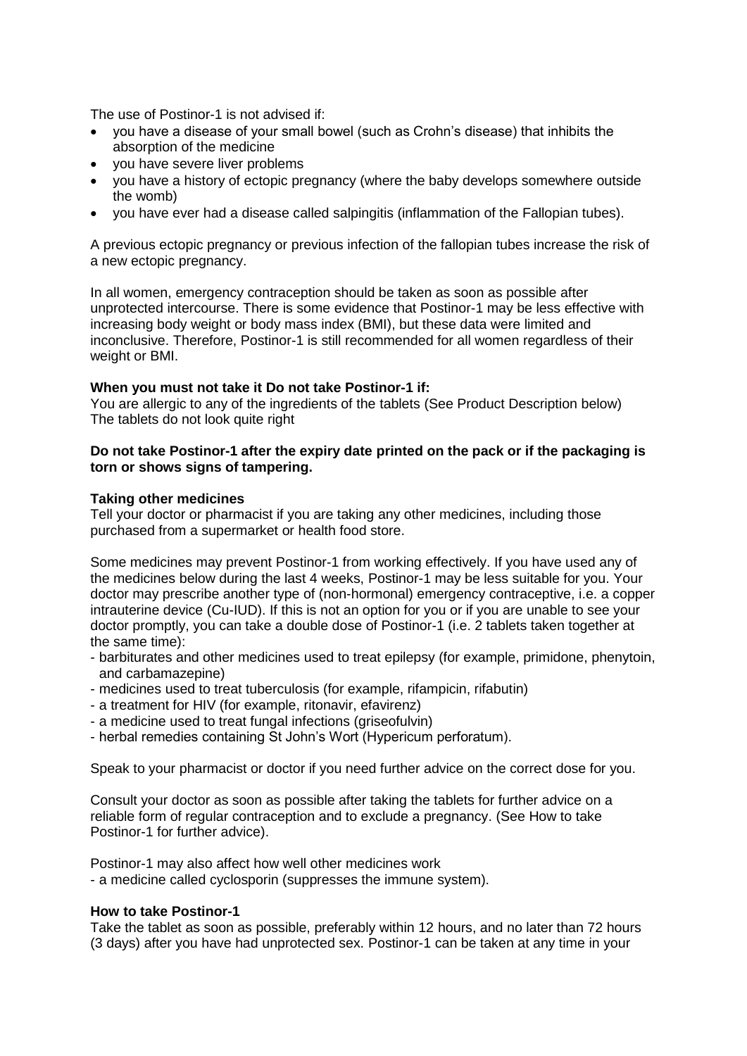The use of Postinor-1 is not advised if:

- you have a disease of your small bowel (such as Crohn's disease) that inhibits the absorption of the medicine
- you have severe liver problems
- you have a history of ectopic pregnancy (where the baby develops somewhere outside the womb)
- you have ever had a disease called salpingitis (inflammation of the Fallopian tubes).

A previous ectopic pregnancy or previous infection of the fallopian tubes increase the risk of a new ectopic pregnancy.

In all women, emergency contraception should be taken as soon as possible after unprotected intercourse. There is some evidence that Postinor-1 may be less effective with increasing body weight or body mass index (BMI), but these data were limited and inconclusive. Therefore, Postinor-1 is still recommended for all women regardless of their weight or BMI.

**When you must not take it Do not take Postinor-1 if:**

You are allergic to any of the ingredients of the tablets (See Product Description below)
The tablets do not look quite right

**Do not take Postinor-1 after the expiry date printed on the pack or if the packaging is torn or shows signs of tampering.**

**Taking other medicines**

Tell your doctor or pharmacist if you are taking any other medicines, including those purchased from a supermarket or health food store.

Some medicines may prevent Postinor-1 from working effectively. If you have used any of the medicines below during the last 4 weeks, Postinor-1 may be less suitable for you. Your doctor may prescribe another type of (non-hormonal) emergency contraceptive, i.e. a copper intrauterine device (Cu-IUD). If this is not an option for you or if you are unable to see your doctor promptly, you can take a double dose of Postinor-1 (i.e. 2 tablets taken together at the same time):

- barbiturates and other medicines used to treat epilepsy (for example, primidone, phenytoin, and carbamazepine)
- medicines used to treat tuberculosis (for example, rifampicin, rifabutin)
- a treatment for HIV (for example, ritonavir, efavirenz)
- a medicine used to treat fungal infections (griseofulvin)
- herbal remedies containing St John's Wort (Hypericum perforatum).

Speak to your pharmacist or doctor if you need further advice on the correct dose for you.

Consult your doctor as soon as possible after taking the tablets for further advice on a reliable form of regular contraception and to exclude a pregnancy. (See How to take Postinor-1 for further advice).

Postinor-1 may also affect how well other medicines work

- a medicine called cyclosporin (suppresses the immune system).

**How to take Postinor-1**

Take the tablet as soon as possible, preferably within 12 hours, and no later than 72 hours (3 days) after you have had unprotected sex. Postinor-1 can be taken at any time in your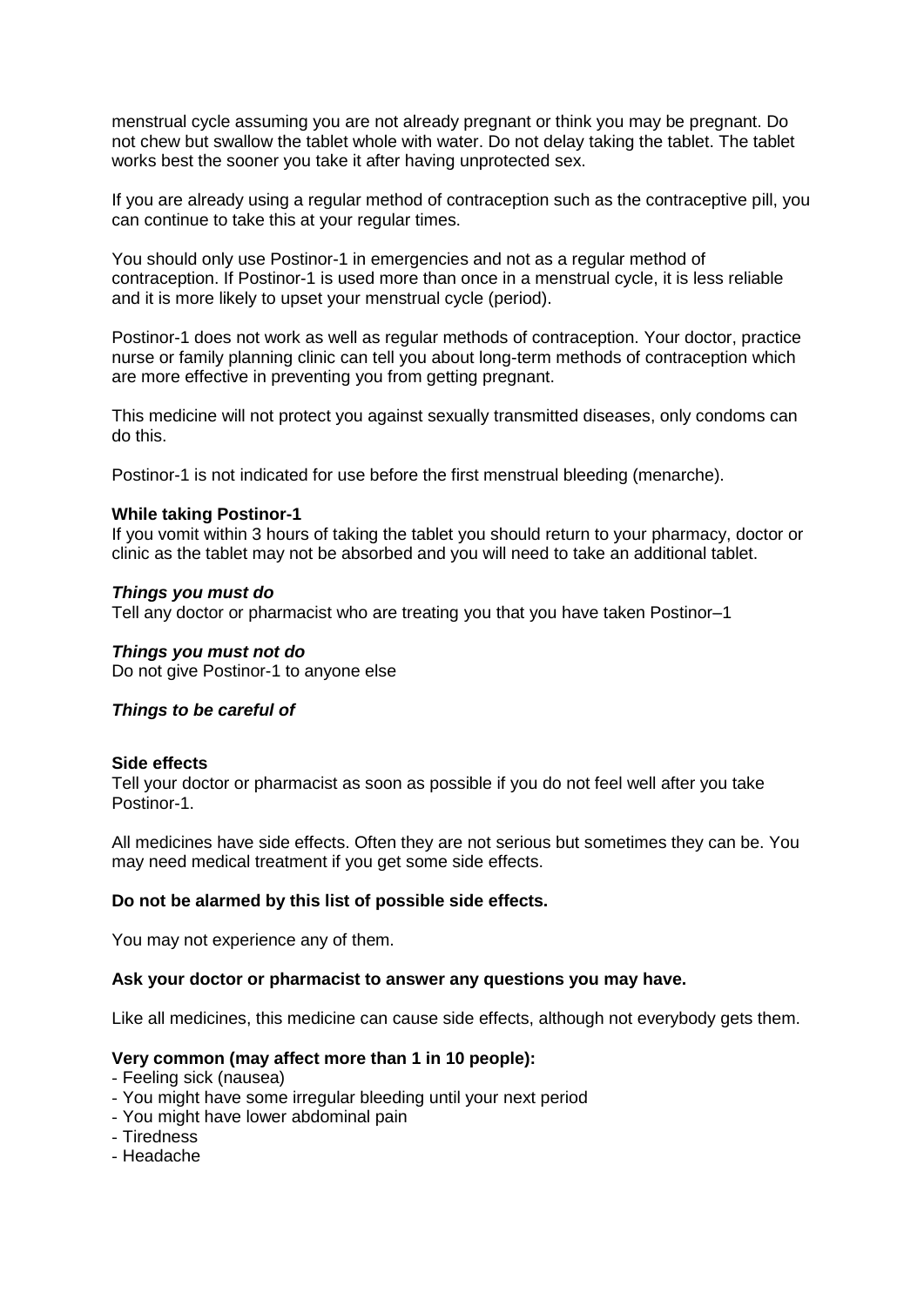menstrual cycle assuming you are not already pregnant or think you may be pregnant. Do not chew but swallow the tablet whole with water. Do not delay taking the tablet. The tablet works best the sooner you take it after having unprotected sex.

If you are already using a regular method of contraception such as the contraceptive pill, you can continue to take this at your regular times.

You should only use Postinor-1 in emergencies and not as a regular method of contraception. If Postinor-1 is used more than once in a menstrual cycle, it is less reliable and it is more likely to upset your menstrual cycle (period).

Postinor-1 does not work as well as regular methods of contraception. Your doctor, practice nurse or family planning clinic can tell you about long-term methods of contraception which are more effective in preventing you from getting pregnant.

This medicine will not protect you against sexually transmitted diseases, only condoms can do this.

Postinor-1 is not indicated for use before the first menstrual bleeding (menarche).

**While taking Postinor-1**

If you vomit within 3 hours of taking the tablet you should return to your pharmacy, doctor or clinic as the tablet may not be absorbed and you will need to take an additional tablet.

***Things you must do***

Tell any doctor or pharmacist who are treating you that you have taken Postinor–1

***Things you must not do***

Do not give Postinor-1 to anyone else

***Things to be careful of***

**Side effects**

Tell your doctor or pharmacist as soon as possible if you do not feel well after you take Postinor-1.

All medicines have side effects. Often they are not serious but sometimes they can be. You may need medical treatment if you get some side effects.

**Do not be alarmed by this list of possible side effects.**

You may not experience any of them.

**Ask your doctor or pharmacist to answer any questions you may have.**

Like all medicines, this medicine can cause side effects, although not everybody gets them.

**Very common (may affect more than 1 in 10 people):**

- Feeling sick (nausea)
- You might have some irregular bleeding until your next period
- You might have lower abdominal pain
- Tiredness
- Headache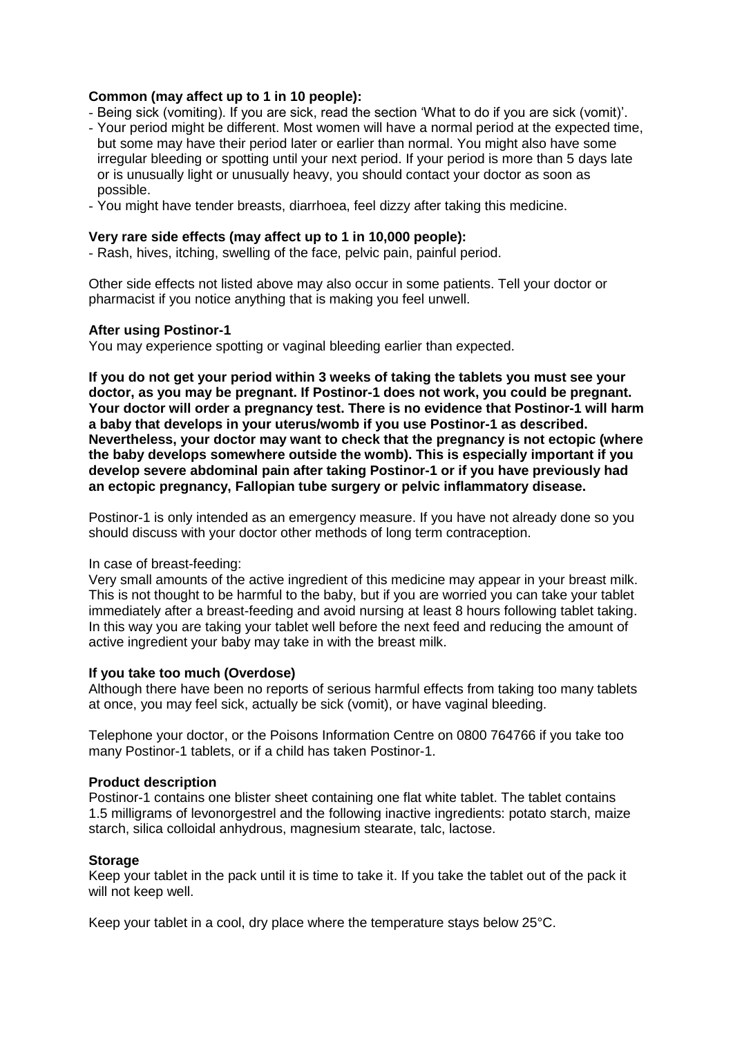**Common (may affect up to 1 in 10 people):**

- Being sick (vomiting). If you are sick, read the section 'What to do if you are sick (vomit)'.
- Your period might be different. Most women will have a normal period at the expected time, but some may have their period later or earlier than normal. You might also have some irregular bleeding or spotting until your next period. If your period is more than 5 days late or is unusually light or unusually heavy, you should contact your doctor as soon as possible.
- You might have tender breasts, diarrhoea, feel dizzy after taking this medicine.

**Very rare side effects (may affect up to 1 in 10,000 people):**

- Rash, hives, itching, swelling of the face, pelvic pain, painful period.

Other side effects not listed above may also occur in some patients. Tell your doctor or pharmacist if you notice anything that is making you feel unwell.

**After using Postinor-1**

You may experience spotting or vaginal bleeding earlier than expected.

**If you do not get your period within 3 weeks of taking the tablets you must see your doctor, as you may be pregnant. If Postinor-1 does not work, you could be pregnant. Your doctor will order a pregnancy test. There is no evidence that Postinor-1 will harm a baby that develops in your uterus/womb if you use Postinor-1 as described. Nevertheless, your doctor may want to check that the pregnancy is not ectopic (where the baby develops somewhere outside the womb). This is especially important if you develop severe abdominal pain after taking Postinor-1 or if you have previously had an ectopic pregnancy, Fallopian tube surgery or pelvic inflammatory disease.**

Postinor-1 is only intended as an emergency measure. If you have not already done so you should discuss with your doctor other methods of long term contraception.

In case of breast-feeding:

Very small amounts of the active ingredient of this medicine may appear in your breast milk. This is not thought to be harmful to the baby, but if you are worried you can take your tablet immediately after a breast-feeding and avoid nursing at least 8 hours following tablet taking. In this way you are taking your tablet well before the next feed and reducing the amount of active ingredient your baby may take in with the breast milk.

**If you take too much (Overdose)**

Although there have been no reports of serious harmful effects from taking too many tablets at once, you may feel sick, actually be sick (vomit), or have vaginal bleeding.

Telephone your doctor, or the Poisons Information Centre on 0800 764766 if you take too many Postinor-1 tablets, or if a child has taken Postinor-1.

**Product description**

Postinor-1 contains one blister sheet containing one flat white tablet. The tablet contains 1.5 milligrams of levonorgestrel and the following inactive ingredients: potato starch, maize starch, silica colloidal anhydrous, magnesium stearate, talc, lactose.

**Storage**

Keep your tablet in the pack until it is time to take it. If you take the tablet out of the pack it will not keep well.

Keep your tablet in a cool, dry place where the temperature stays below 25°C.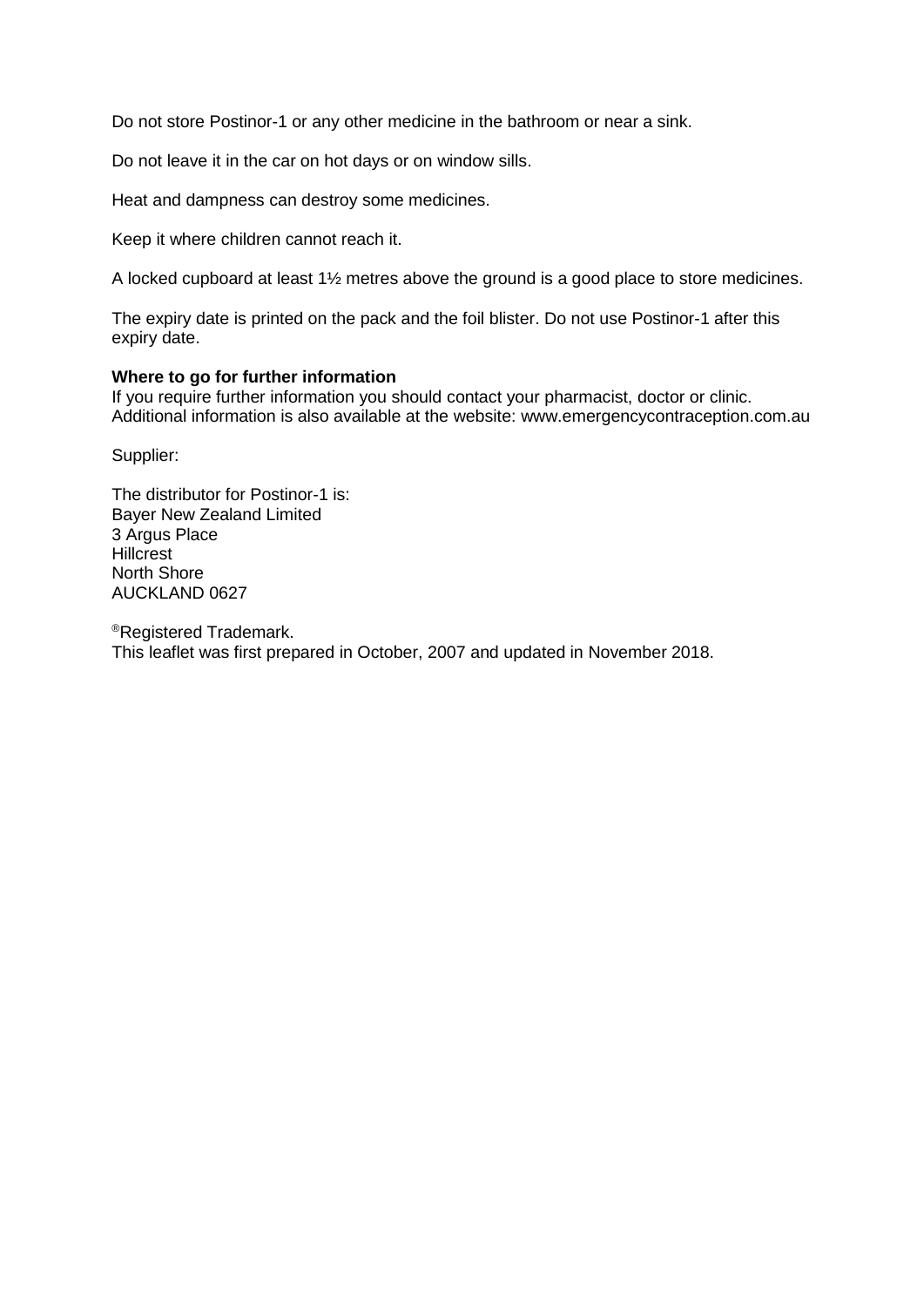Do not store Postinor-1 or any other medicine in the bathroom or near a sink.

Do not leave it in the car on hot days or on window sills.

Heat and dampness can destroy some medicines.

Keep it where children cannot reach it.

A locked cupboard at least 1½ metres above the ground is a good place to store medicines.

The expiry date is printed on the pack and the foil blister. Do not use Postinor-1 after this expiry date.

**Where to go for further information**

If you require further information you should contact your pharmacist, doctor or clinic. Additional information is also available at the website: www.emergencycontraception.com.au

Supplier:

The distributor for Postinor-1 is:
Bayer New Zealand Limited
3 Argus Place
Hillcrest
North Shore
AUCKLAND 0627

®Registered Trademark.
This leaflet was first prepared in October, 2007 and updated in November 2018.